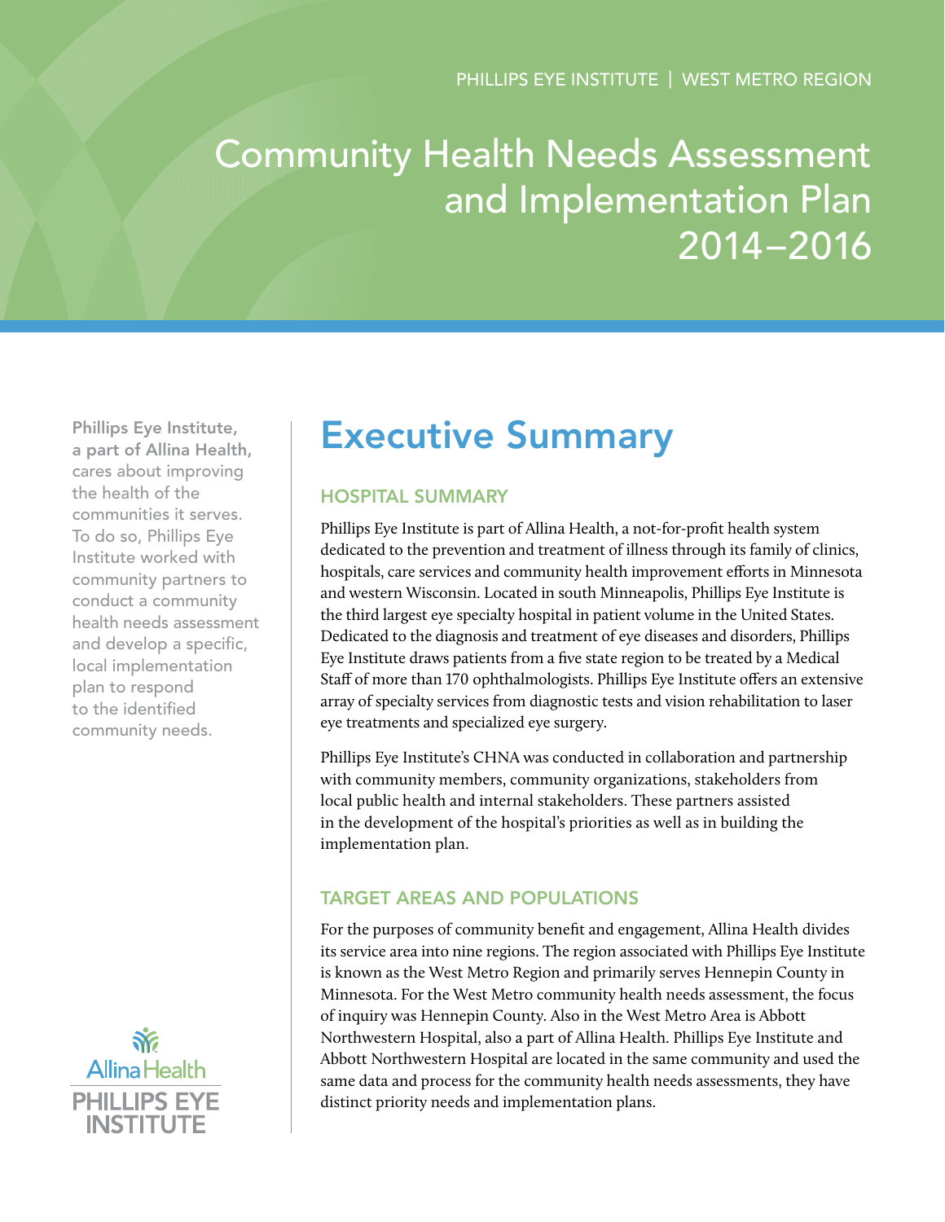PHILLIPS EYE INSTITUTE | WEST METRO REGION

# Community Health Needs Assessment and Implementation Plan 2014–2016

**Phillips Eye Institute, a part of Allina Health,** cares about improving the health of the communities it serves. To do so, Phillips Eye Institute worked with community partners to conduct a community health needs assessment and develop a specific, local implementation plan to respond to the identified community needs.

## Executive Summary

### HOSPITAL SUMMARY

Phillips Eye Institute is part of Allina Health, a not-for-profit health system dedicated to the prevention and treatment of illness through its family of clinics, hospitals, care services and community health improvement efforts in Minnesota and western Wisconsin. Located in south Minneapolis, Phillips Eye Institute is the third largest eye specialty hospital in patient volume in the United States. Dedicated to the diagnosis and treatment of eye diseases and disorders, Phillips Eye Institute draws patients from a five state region to be treated by a Medical Staff of more than 170 ophthalmologists. Phillips Eye Institute offers an extensive array of specialty services from diagnostic tests and vision rehabilitation to laser eye treatments and specialized eye surgery.

Phillips Eye Institute's CHNA was conducted in collaboration and partnership with community members, community organizations, stakeholders from local public health and internal stakeholders. These partners assisted in the development of the hospital's priorities as well as in building the implementation plan.

### TARGET AREAS AND POPULATIONS

For the purposes of community benefit and engagement, Allina Health divides its service area into nine regions. The region associated with Phillips Eye Institute is known as the West Metro Region and primarily serves Hennepin County in Minnesota. For the West Metro community health needs assessment, the focus of inquiry was Hennepin County. Also in the West Metro Area is Abbott Northwestern Hospital, also a part of Allina Health. Phillips Eye Institute and Abbott Northwestern Hospital are located in the same community and used the same data and process for the community health needs assessments, they have distinct priority needs and implementation plans.

Allina Health
PHILLIPS EYE INSTITUTE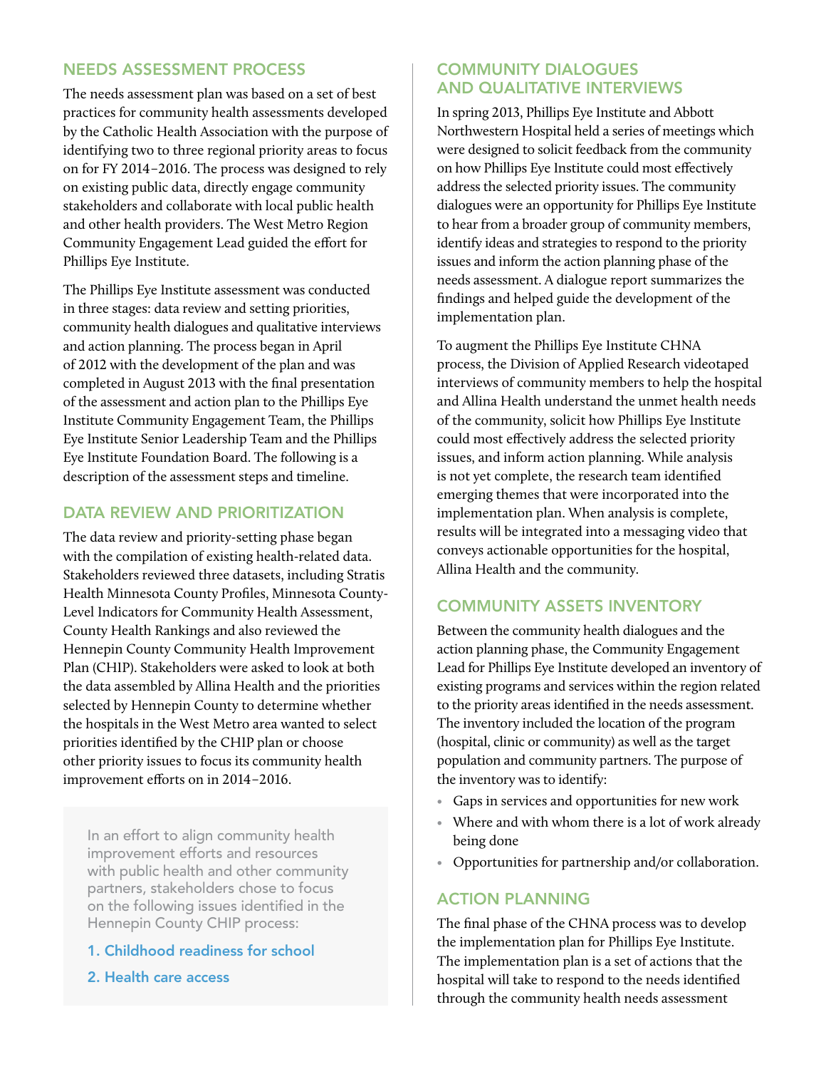## NEEDS ASSESSMENT PROCESS

The needs assessment plan was based on a set of best practices for community health assessments developed by the Catholic Health Association with the purpose of identifying two to three regional priority areas to focus on for FY 2014–2016. The process was designed to rely on existing public data, directly engage community stakeholders and collaborate with local public health and other health providers. The West Metro Region Community Engagement Lead guided the effort for Phillips Eye Institute.

The Phillips Eye Institute assessment was conducted in three stages: data review and setting priorities, community health dialogues and qualitative interviews and action planning. The process began in April of 2012 with the development of the plan and was completed in August 2013 with the final presentation of the assessment and action plan to the Phillips Eye Institute Community Engagement Team, the Phillips Eye Institute Senior Leadership Team and the Phillips Eye Institute Foundation Board. The following is a description of the assessment steps and timeline.

## DATA REVIEW AND PRIORITIZATION

The data review and priority-setting phase began with the compilation of existing health-related data. Stakeholders reviewed three datasets, including Stratis Health Minnesota County Profiles, Minnesota County-Level Indicators for Community Health Assessment, County Health Rankings and also reviewed the Hennepin County Community Health Improvement Plan (CHIP). Stakeholders were asked to look at both the data assembled by Allina Health and the priorities selected by Hennepin County to determine whether the hospitals in the West Metro area wanted to select priorities identified by the CHIP plan or choose other priority issues to focus its community health improvement efforts on in 2014–2016.

In an effort to align community health improvement efforts and resources with public health and other community partners, stakeholders chose to focus on the following issues identified in the Hennepin County CHIP process:

1. Childhood readiness for school
2. Health care access

## COMMUNITY DIALOGUES AND QUALITATIVE INTERVIEWS

In spring 2013, Phillips Eye Institute and Abbott Northwestern Hospital held a series of meetings which were designed to solicit feedback from the community on how Phillips Eye Institute could most effectively address the selected priority issues. The community dialogues were an opportunity for Phillips Eye Institute to hear from a broader group of community members, identify ideas and strategies to respond to the priority issues and inform the action planning phase of the needs assessment. A dialogue report summarizes the findings and helped guide the development of the implementation plan.

To augment the Phillips Eye Institute CHNA process, the Division of Applied Research videotaped interviews of community members to help the hospital and Allina Health understand the unmet health needs of the community, solicit how Phillips Eye Institute could most effectively address the selected priority issues, and inform action planning. While analysis is not yet complete, the research team identified emerging themes that were incorporated into the implementation plan. When analysis is complete, results will be integrated into a messaging video that conveys actionable opportunities for the hospital, Allina Health and the community.

## COMMUNITY ASSETS INVENTORY

Between the community health dialogues and the action planning phase, the Community Engagement Lead for Phillips Eye Institute developed an inventory of existing programs and services within the region related to the priority areas identified in the needs assessment. The inventory included the location of the program (hospital, clinic or community) as well as the target population and community partners. The purpose of the inventory was to identify:

- Gaps in services and opportunities for new work
- Where and with whom there is a lot of work already being done
- Opportunities for partnership and/or collaboration.

## ACTION PLANNING

The final phase of the CHNA process was to develop the implementation plan for Phillips Eye Institute. The implementation plan is a set of actions that the hospital will take to respond to the needs identified through the community health needs assessment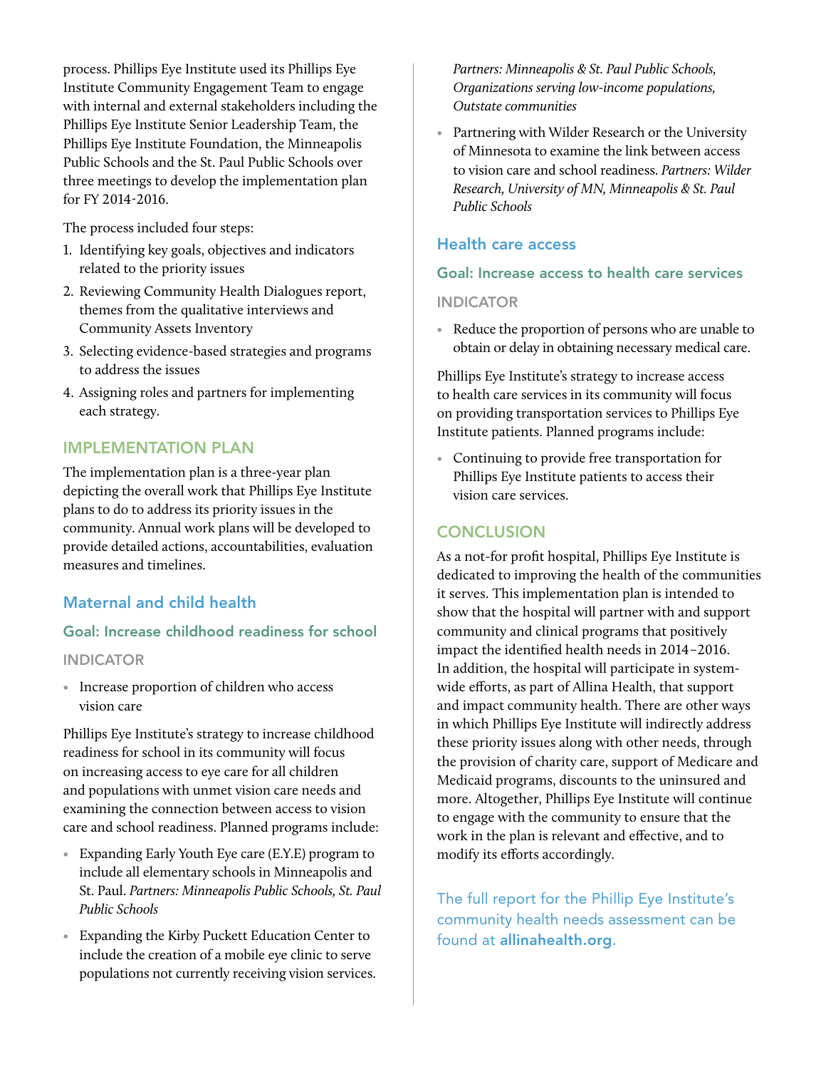process. Phillips Eye Institute used its Phillips Eye Institute Community Engagement Team to engage with internal and external stakeholders including the Phillips Eye Institute Senior Leadership Team, the Phillips Eye Institute Foundation, the Minneapolis Public Schools and the St. Paul Public Schools over three meetings to develop the implementation plan for FY 2014-2016.

The process included four steps:

1. Identifying key goals, objectives and indicators related to the priority issues
2. Reviewing Community Health Dialogues report, themes from the qualitative interviews and Community Assets Inventory
3. Selecting evidence-based strategies and programs to address the issues
4. Assigning roles and partners for implementing each strategy.

## IMPLEMENTATION PLAN

The implementation plan is a three-year plan depicting the overall work that Phillips Eye Institute plans to do to address its priority issues in the community. Annual work plans will be developed to provide detailed actions, accountabilities, evaluation measures and timelines.

### Maternal and child health

#### Goal: Increase childhood readiness for school

##### INDICATOR

- Increase proportion of children who access vision care

Phillips Eye Institute's strategy to increase childhood readiness for school in its community will focus on increasing access to eye care for all children and populations with unmet vision care needs and examining the connection between access to vision care and school readiness. Planned programs include:

- Expanding Early Youth Eye care (E.Y.E) program to include all elementary schools in Minneapolis and St. Paul. *Partners: Minneapolis Public Schools, St. Paul Public Schools*
- Expanding the Kirby Puckett Education Center to include the creation of a mobile eye clinic to serve populations not currently receiving vision services. *Partners: Minneapolis & St. Paul Public Schools, Organizations serving low-income populations, Outstate communities*
- Partnering with Wilder Research or the University of Minnesota to examine the link between access to vision care and school readiness. *Partners: Wilder Research, University of MN, Minneapolis & St. Paul Public Schools*

### Health care access

#### Goal: Increase access to health care services

##### INDICATOR

- Reduce the proportion of persons who are unable to obtain or delay in obtaining necessary medical care.

Phillips Eye Institute's strategy to increase access to health care services in its community will focus on providing transportation services to Phillips Eye Institute patients. Planned programs include:

- Continuing to provide free transportation for Phillips Eye Institute patients to access their vision care services.

## CONCLUSION

As a not-for profit hospital, Phillips Eye Institute is dedicated to improving the health of the communities it serves. This implementation plan is intended to show that the hospital will partner with and support community and clinical programs that positively impact the identified health needs in 2014–2016. In addition, the hospital will participate in system-wide efforts, as part of Allina Health, that support and impact community health. There are other ways in which Phillips Eye Institute will indirectly address these priority issues along with other needs, through the provision of charity care, support of Medicare and Medicaid programs, discounts to the uninsured and more. Altogether, Phillips Eye Institute will continue to engage with the community to ensure that the work in the plan is relevant and effective, and to modify its efforts accordingly.

The full report for the Phillip Eye Institute's community health needs assessment can be found at **allinahealth.org**.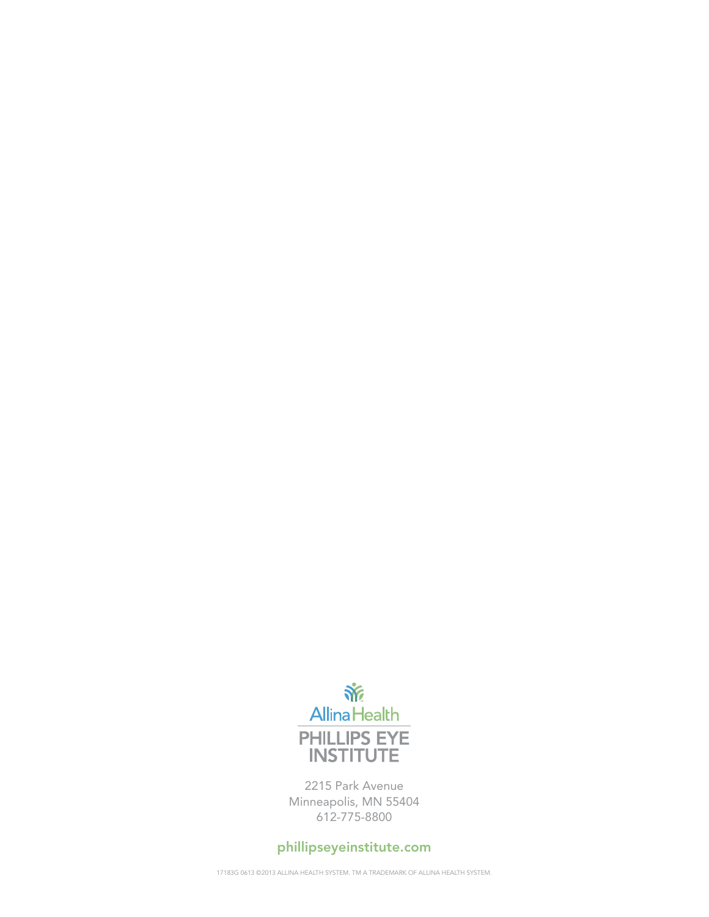Allina Health

PHILLIPS EYE INSTITUTE

2215 Park Avenue
Minneapolis, MN 55404
612-775-8800

phillipseyeinstitute.com

17183G 0613 ©2013 ALLINA HEALTH SYSTEM. TM A TRADEMARK OF ALLINA HEALTH SYSTEM.